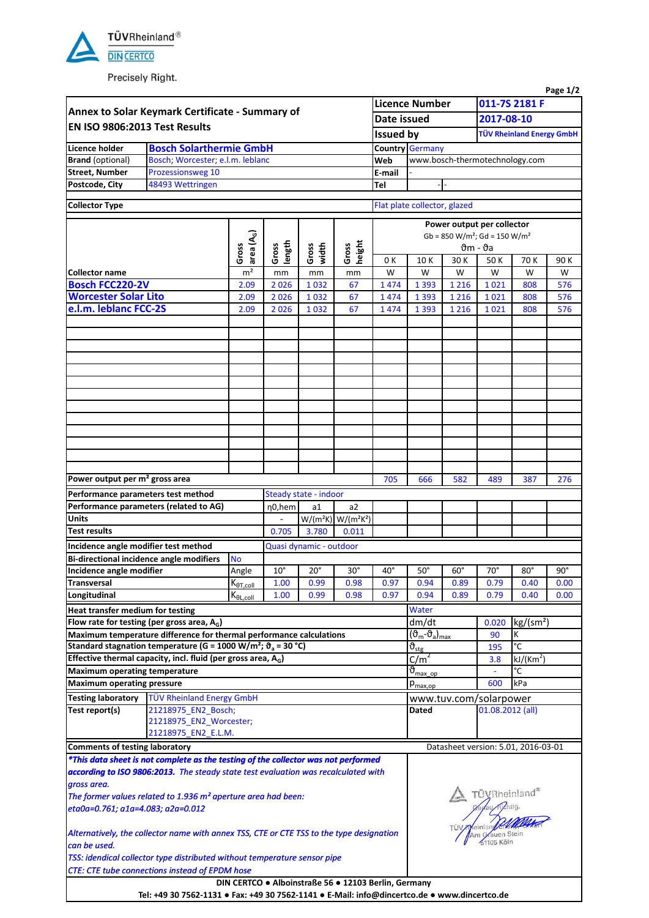TÜVRheinland®
DIN CERTCO
Precisely Right.

# Annex to Solar Keymark Certificate - Summary of EN ISO 9806:2013 Test Results

| | |
|---|---|
| **Licence Number** | 011-7S 2181 F |
| **Date issued** | 2017-08-10 |
| **Issued by** | TÜV Rheinland Energy GmbH |

| | | | |
|---|---|---|---|
| **Licence holder** | Bosch Solarthermie GmbH | **Country** | Germany |
| **Brand** (optional) | Bosch; Worcester; e.l.m. leblanc | **Web** | www.bosch-thermotechnology.com |
| **Street, Number** | Prozessionsweg 10 | **E-mail** | - |
| **Postcode, City** | 48493 Wettringen | **Tel** | - - |

| | |
|---|---|
| **Collector Type** | Flat plate collector, glazed |

| Collector name | Gross area ($A_G$) | Gross length | Gross width | Gross height | Power output per collector, Gb = 850 W/m²; Gd = 150 W/m², $\vartheta m - \vartheta a$ 0 K | 10 K | 30 K | 50 K | 70 K | 90 K |
|---|---|---|---|---|---|---|---|---|---|---|
| | m² | mm | mm | mm | W | W | W | W | W | W |
| **Bosch FCC220-2V** | 2.09 | 2 026 | 1 032 | 67 | 1 474 | 1 393 | 1 216 | 1 021 | 808 | 576 |
| **Worcester Solar Lito** | 2.09 | 2 026 | 1 032 | 67 | 1 474 | 1 393 | 1 216 | 1 021 | 808 | 576 |
| **e.l.m. leblanc FCC-2S** | 2.09 | 2 026 | 1 032 | 67 | 1 474 | 1 393 | 1 216 | 1 021 | 808 | 576 |
| **Power output per m² gross area** | | | | | 705 | 666 | 582 | 489 | 387 | 276 |

| | | | |
|---|---|---|---|
| **Performance parameters test method** | Steady state - indoor | | |
| **Performance parameters (related to AG)** | η0,hem | a1 | a2 |
| **Units** | - | W/(m²K) | W/(m²K²) |
| **Test results** | 0.705 | 3.780 | 0.011 |

| | | | | | | | | | | |
|---|---|---|---|---|---|---|---|---|---|---|
| **Incidence angle modifier test method** | Quasi dynamic - outdoor | | | | | | | | | |
| **Bi-directional incidence angle modifiers** | No | | | | | | | | | |
| **Incidence angle modifier** | Angle | 10° | 20° | 30° | 40° | 50° | 60° | 70° | 80° | 90° |
| **Transversal** | $K_{\theta T,coll}$ | 1.00 | 0.99 | 0.98 | 0.97 | 0.94 | 0.89 | 0.79 | 0.40 | 0.00 |
| **Longitudinal** | $K_{\theta L,coll}$ | 1.00 | 0.99 | 0.98 | 0.97 | 0.94 | 0.89 | 0.79 | 0.40 | 0.00 |

| | | | |
|---|---|---|---|
| **Heat transfer medium for testing** | Water | | |
| **Flow rate for testing (per gross area, $A_G$)** | dm/dt | 0.020 | kg/(sm²) |
| **Maximum temperature difference for thermal performance calculations** | $(\vartheta_m-\vartheta_a)_{max}$ | 90 | K |
| **Standard stagnation temperature (G = 1000 W/m²; $\vartheta_a$ = 30 °C)** | $\vartheta_{stg}$ | 195 | °C |
| **Effective thermal capacity, incl. fluid (per gross area, $A_G$)** | $C/m^2$ | 3.8 | kJ/(Km²) |
| **Maximum operating temperature** | $\vartheta_{max\_op}$ | - | °C |
| **Maximum operating pressure** | $p_{max,op}$ | 600 | kPa |

| | | | |
|---|---|---|---|
| **Testing laboratory** | TÜV Rheinland Energy GmbH | www.tuv.com/solarpower | |
| **Test report(s)** | 21218975_EN2_Bosch; 21218975_EN2_Worcester; 21218975_EN2_E.L.M. | **Dated** | 01.08.2012 (all) |

**Comments of testing laboratory** — Datasheet version: 5.01, 2016-03-01

***This data sheet is not complete as the testing of the collector was not performed according to ISO 9806:2013. The steady state test evaluation was recalculated with gross area.***

*The former values related to 1.936 m² aperture area had been: eta0a=0.761; a1a=4.083; a2a=0.012*

*Alternatively, the collector name with annex TSS, CTE or CTE TSS to the type designation can be used.*

*TSS: idendical collector type distributed without temperature sensor pipe*

*CTE: CTE tube connections instead of EPDM hose*

TÜVRheinland® Genau. Richtig. TÜV Rheinland Energy GmbH Am Grauen Stein 51105 Köln

**DIN CERTCO ● Alboinstraße 56 ● 12103 Berlin, Germany**
**Tel: +49 30 7562-1131 ● Fax: +49 30 7562-1141 ● E-Mail: info@dincertco.de ● www.dincertco.de**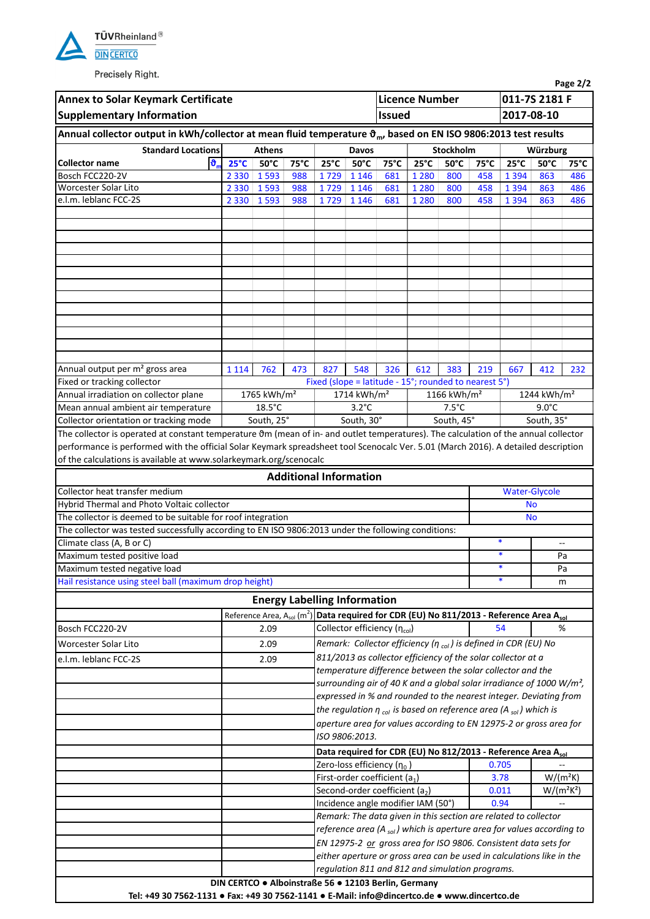TÜVRheinland®
DIN CERTCO
Precisely Right.

| Annex to Solar Keymark Certificate | Licence Number | 011-7S 2181 F |
|---|---|---|
| Supplementary Information | Issued | 2017-08-10 |

**Annual collector output in kWh/collector at mean fluid temperature $\vartheta_m$, based on EN ISO 9806:2013 test results**

| Standard Locations | Athens | | | Davos | | | Stockholm | | | Würzburg | | |
|---|---|---|---|---|---|---|---|---|---|---|---|---|
| Collector name $\vartheta_m$ | 25°C | 50°C | 75°C | 25°C | 50°C | 75°C | 25°C | 50°C | 75°C | 25°C | 50°C | 75°C |
| Bosch FCC220-2V | 2 330 | 1 593 | 988 | 1 729 | 1 146 | 681 | 1 280 | 800 | 458 | 1 394 | 863 | 486 |
| Worcester Solar Lito | 2 330 | 1 593 | 988 | 1 729 | 1 146 | 681 | 1 280 | 800 | 458 | 1 394 | 863 | 486 |
| e.l.m. leblanc FCC-2S | 2 330 | 1 593 | 988 | 1 729 | 1 146 | 681 | 1 280 | 800 | 458 | 1 394 | 863 | 486 |
| Annual output per m² gross area | 1 114 | 762 | 473 | 827 | 548 | 326 | 612 | 383 | 219 | 667 | 412 | 232 |
| Fixed or tracking collector | Fixed (slope = latitude - 15°; rounded to nearest 5°) | | | | | | | | | | | |
| Annual irradiation on collector plane | 1765 kWh/m² | | | 1714 kWh/m² | | | 1166 kWh/m² | | | 1244 kWh/m² | | |
| Mean annual ambient air temperature | 18.5°C | | | 3.2°C | | | 7.5°C | | | 9.0°C | | |
| Collector orientation or tracking mode | South, 25° | | | South, 30° | | | South, 45° | | | South, 35° | | |

The collector is operated at constant temperature ϑm (mean of in- and outlet temperatures). The calculation of the annual collector performance is performed with the official Solar Keymark spreadsheet tool Scenocalc Ver. 5.01 (March 2016). A detailed description of the calculations is available at www.solarkeymark.org/scenocalc

## Additional Information

| | | |
|---|---|---|
| Collector heat transfer medium | Water-Glycole | |
| Hybrid Thermal and Photo Voltaic collector | No | |
| The collector is deemed to be suitable for roof integration | No | |
| The collector was tested successfully according to EN ISO 9806:2013 under the following conditions: | | |
| Climate class (A, B or C) | * | -- |
| Maximum tested positive load | * | Pa |
| Maximum tested negative load | * | Pa |
| Hail resistance using steel ball (maximum drop height) | * | m |

## Energy Labelling Information

| | Reference Area, $A_{sol}$ (m²) |
|---|---|
| Bosch FCC220-2V | 2.09 |
| Worcester Solar Lito | 2.09 |
| e.l.m. leblanc FCC-2S | 2.09 |

**Data required for CDR (EU) No 811/2013 - Reference Area $A_{sol}$**

| | | |
|---|---|---|
| Collector efficiency ($\eta_{col}$) | 54 | % |

*Remark: Collector efficiency ($\eta_{col}$) is defined in CDR (EU) No 811/2013 as collector efficiency of the solar collector at a temperature difference between the solar collector and the surrounding air of 40 K and a global solar irradiance of 1000 W/m², expressed in % and rounded to the nearest integer. Deviating from the regulation $\eta_{col}$ is based on reference area ($A_{sol}$) which is aperture area for values according to EN 12975-2 or gross area for ISO 9806:2013.*

**Data required for CDR (EU) No 812/2013 - Reference Area $A_{sol}$**

| | | |
|---|---|---|
| Zero-loss efficiency ($\eta_0$) | 0.705 | -- |
| First-order coefficient ($a_1$) | 3.78 | W/(m²K) |
| Second-order coefficient ($a_2$) | 0.011 | W/(m²K²) |
| Incidence angle modifier IAM (50°) | 0.94 | -- |

*Remark: The data given in this section are related to collector reference area ($A_{sol}$) which is aperture area for values according to EN 12975-2 or gross area for ISO 9806. Consistent data sets for either aperture or gross area can be used in calculations like in the regulation 811 and 812 and simulation programs.*

**DIN CERTCO ● Alboinstraße 56 ● 12103 Berlin, Germany**
**Tel: +49 30 7562-1131 ● Fax: +49 30 7562-1141 ● E-Mail: info@dincertco.de ● www.dincertco.de**